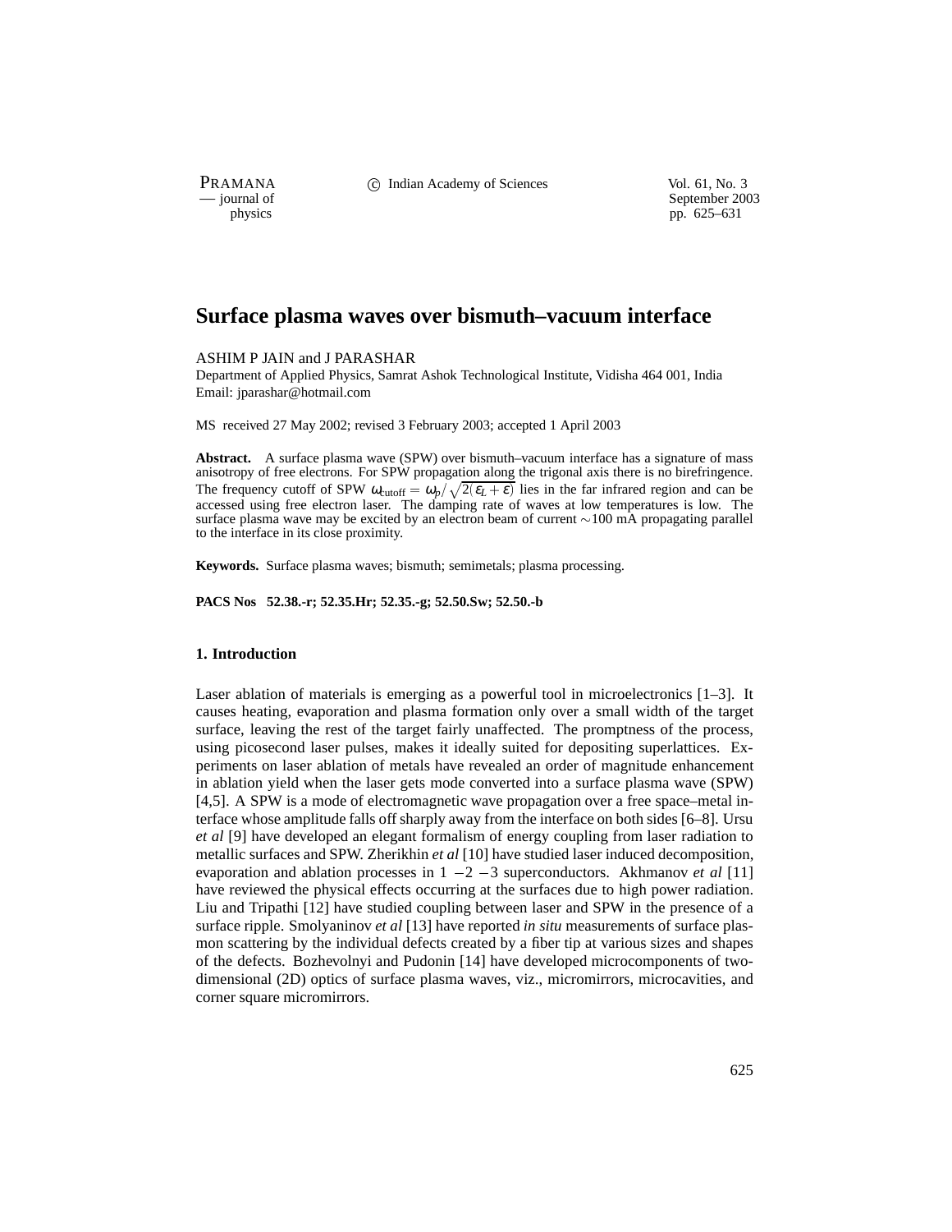# Surface plasma waves over bismuth–vacuum interface

ASHIM P JAIN and J PARASHAR

Department of Applied Physics, Samrat Ashok Technological Institute, Vidisha 464 001, India
Email: jparashar@hotmail.com

MS received 27 May 2002; revised 3 February 2003; accepted 1 April 2003

**Abstract.** A surface plasma wave (SPW) over bismuth–vacuum interface has a signature of mass anisotropy of free electrons. For SPW propagation along the trigonal axis there is no birefringence. The frequency cutoff of SPW $\omega_{\rm cutoff} = \omega_p/\sqrt{2(\varepsilon_L + \varepsilon)}$ lies in the far infrared region and can be accessed using free electron laser. The damping rate of waves at low temperatures is low. The surface plasma wave may be excited by an electron beam of current $\sim$100 mA propagating parallel to the interface in its close proximity.

**Keywords.** Surface plasma waves; bismuth; semimetals; plasma processing.

**PACS Nos 52.38.-r; 52.35.Hr; 52.35.-g; 52.50.Sw; 52.50.-b**

## 1. Introduction

Laser ablation of materials is emerging as a powerful tool in microelectronics [1–3]. It causes heating, evaporation and plasma formation only over a small width of the target surface, leaving the rest of the target fairly unaffected. The promptness of the process, using picosecond laser pulses, makes it ideally suited for depositing superlattices. Experiments on laser ablation of metals have revealed an order of magnitude enhancement in ablation yield when the laser gets mode converted into a surface plasma wave (SPW) [4,5]. A SPW is a mode of electromagnetic wave propagation over a free space–metal interface whose amplitude falls off sharply away from the interface on both sides [6–8]. Ursu *et al* [9] have developed an elegant formalism of energy coupling from laser radiation to metallic surfaces and SPW. Zherikhin *et al* [10] have studied laser induced decomposition, evaporation and ablation processes in 1 −2 −3 superconductors. Akhmanov *et al* [11] have reviewed the physical effects occurring at the surfaces due to high power radiation. Liu and Tripathi [12] have studied coupling between laser and SPW in the presence of a surface ripple. Smolyaninov *et al* [13] have reported *in situ* measurements of surface plasmon scattering by the individual defects created by a fiber tip at various sizes and shapes of the defects. Bozhevolnyi and Pudonin [14] have developed microcomponents of two-dimensional (2D) optics of surface plasma waves, viz., micromirrors, microcavities, and corner square micromirrors.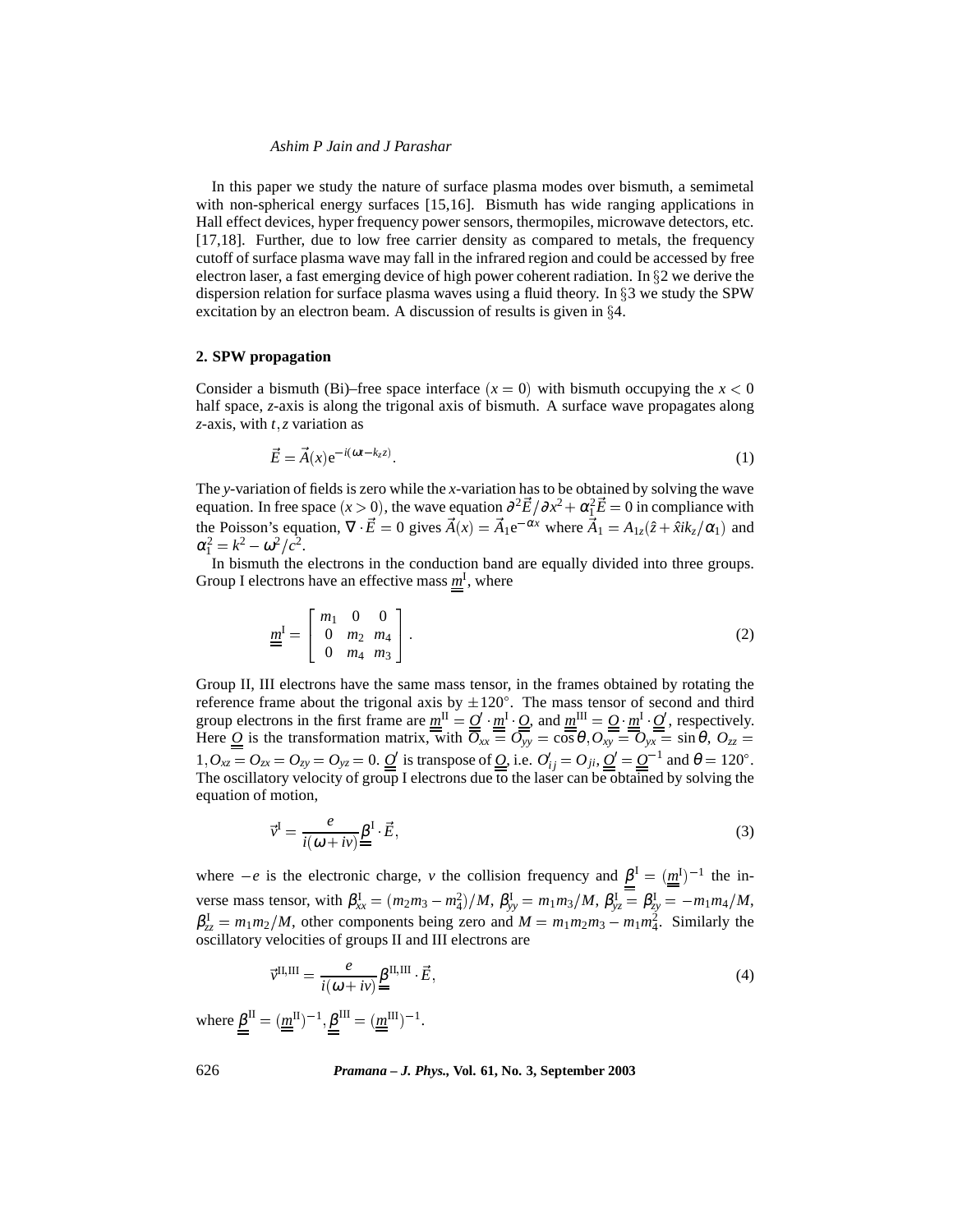In this paper we study the nature of surface plasma modes over bismuth, a semimetal with non-spherical energy surfaces [15,16]. Bismuth has wide ranging applications in Hall effect devices, hyper frequency power sensors, thermopiles, microwave detectors, etc. [17,18]. Further, due to low free carrier density as compared to metals, the frequency cutoff of surface plasma wave may fall in the infrared region and could be accessed by free electron laser, a fast emerging device of high power coherent radiation. In §2 we derive the dispersion relation for surface plasma waves using a fluid theory. In §3 we study the SPW excitation by an electron beam. A discussion of results is given in §4.

## 2. SPW propagation

Consider a bismuth (Bi)–free space interface $(x = 0)$ with bismuth occupying the $x < 0$ half space, $z$-axis is along the trigonal axis of bismuth. A surface wave propagates along $z$-axis, with $t, z$ variation as

$$\vec{E} = \vec{A}(x)\mathrm{e}^{-i(\omega t - k_z z)}. \tag{1}$$

The $y$-variation of fields is zero while the $x$-variation has to be obtained by solving the wave equation. In free space $(x > 0)$, the wave equation $\partial^2\vec{E}/\partial x^2 + \alpha_1^2\vec{E} = 0$ in compliance with the Poisson's equation, $\nabla \cdot \vec{E} = 0$ gives $\vec{A}(x) = \vec{A}_1\mathrm{e}^{-\alpha x}$ where $\vec{A}_1 = A_{1z}(\hat{z} + \hat{x}ik_z/\alpha_1)$ and $\alpha_1^2 = k^2 - \omega^2/c^2$.

In bismuth the electrons in the conduction band are equally divided into three groups. Group I electrons have an effective mass $\underline{\underline{m}}^{\mathrm{I}}$, where

$$\underline{\underline{m}}^{\mathrm{I}} = \begin{bmatrix} m_1 & 0 & 0 \\ 0 & m_2 & m_4 \\ 0 & m_4 & m_3 \end{bmatrix}. \tag{2}$$

Group II, III electrons have the same mass tensor, in the frames obtained by rotating the reference frame about the trigonal axis by $\pm 120°$. The mass tensor of second and third group electrons in the first frame are $\underline{\underline{m}}^{\mathrm{II}} = \underline{\underline{O}}' \cdot \underline{\underline{m}}^{\mathrm{I}} \cdot \underline{\underline{O}}$, and $\underline{\underline{m}}^{\mathrm{III}} = \underline{\underline{O}} \cdot \underline{\underline{m}}^{\mathrm{I}} \cdot \underline{\underline{O}}'$, respectively. Here $\underline{\underline{O}}$ is the transformation matrix, with $O_{xx} = O_{yy} = \cos\theta, O_{xy} = O_{yx} = \sin\theta$, $O_{zz} = 1, O_{xz} = O_{zx} = O_{zy} = O_{yz} = 0$. $\underline{\underline{O}}'$ is transpose of $\underline{\underline{O}}$, i.e. $O'_{ij} = O_{ji}$, $\underline{\underline{O}}' = \underline{\underline{O}}^{-1}$ and $\theta = 120°$. The oscillatory velocity of group I electrons due to the laser can be obtained by solving the equation of motion,

$$\vec{v}^{\mathrm{I}} = \frac{e}{i(\omega + i\nu)}\underline{\underline{\beta}}^{\mathrm{I}} \cdot \vec{E}, \tag{3}$$

where $-e$ is the electronic charge, $\nu$ the collision frequency and $\underline{\underline{\beta}}^{\mathrm{I}} = (\underline{\underline{m}}^{\mathrm{I}})^{-1}$ the inverse mass tensor, with $\beta^{\mathrm{I}}_{xx} = (m_2 m_3 - m_4^2)/M$, $\beta^{\mathrm{I}}_{yy} = m_1 m_3/M$, $\beta^{\mathrm{I}}_{yz} = \beta^{\mathrm{I}}_{zy} = -m_1 m_4/M$, $\beta^{\mathrm{I}}_{zz} = m_1 m_2/M$, other components being zero and $M = m_1 m_2 m_3 - m_1 m_4^2$. Similarly the oscillatory velocities of groups II and III electrons are

$$\vec{v}^{\mathrm{II,III}} = \frac{e}{i(\omega + i\nu)}\underline{\underline{\beta}}^{\mathrm{II,III}} \cdot \vec{E}, \tag{4}$$

where $\underline{\underline{\beta}}^{\mathrm{II}} = (\underline{\underline{m}}^{\mathrm{II}})^{-1}, \underline{\underline{\beta}}^{\mathrm{III}} = (\underline{\underline{m}}^{\mathrm{III}})^{-1}$.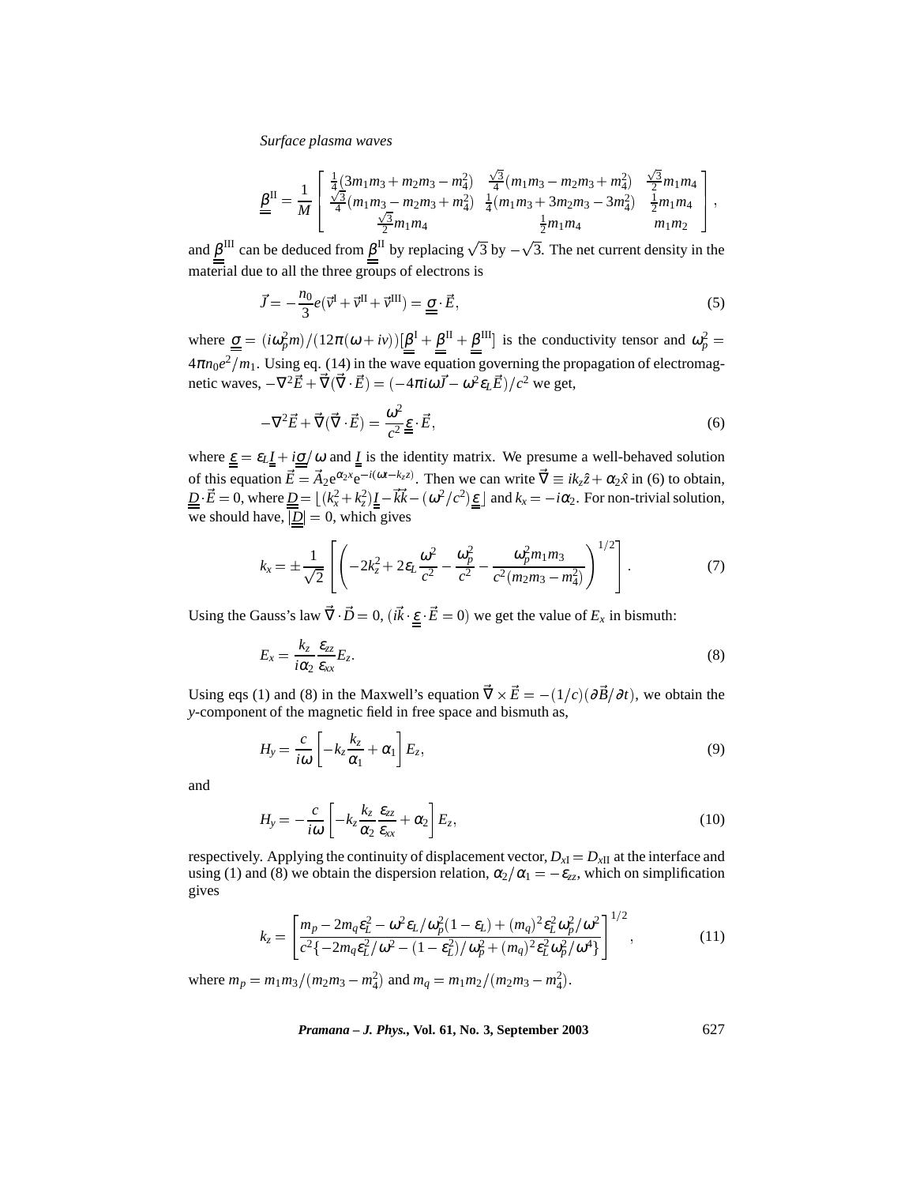$$
\underline{\underline{\beta}}^{\mathrm{II}} = \frac{1}{M}\begin{bmatrix} \frac{1}{4}(3m_1m_3 + m_2m_3 - m_4^2) & \frac{\sqrt{3}}{4}(m_1m_3 - m_2m_3 + m_4^2) & \frac{\sqrt{3}}{2}m_1m_4 \\ \frac{\sqrt{3}}{4}(m_1m_3 - m_2m_3 + m_4^2) & \frac{1}{4}(m_1m_3 + 3m_2m_3 - 3m_4^2) & \frac{1}{2}m_1m_4 \\ \frac{\sqrt{3}}{2}m_1m_4 & \frac{1}{2}m_1m_4 & m_1m_2 \end{bmatrix},
$$

and $\underline{\underline{\beta}}^{\mathrm{III}}$ can be deduced from $\underline{\underline{\beta}}^{\mathrm{II}}$ by replacing $\sqrt{3}$ by $-\sqrt{3}$. The net current density in the material due to all the three groups of electrons is

$$
\vec{J} = -\frac{n_0}{3}e(\vec{v}^{\mathrm{I}} + \vec{v}^{\mathrm{II}} + \vec{v}^{\mathrm{III}}) = \underline{\underline{\sigma}} \cdot \vec{E}, \tag{5}
$$

where $\underline{\underline{\sigma}} = (i\omega_p^2 m)/(12\pi(\omega + i\nu))[\underline{\underline{\beta}}^{\mathrm{I}} + \underline{\underline{\beta}}^{\mathrm{II}} + \underline{\underline{\beta}}^{\mathrm{III}}]$ is the conductivity tensor and $\omega_p^2 = 4\pi n_0 e^2/m_1$. Using eq. (14) in the wave equation governing the propagation of electromagnetic waves, $-\nabla^2\vec{E} + \vec{\nabla}(\vec{\nabla}\cdot\vec{E}) = (-4\pi i\omega\vec{J} - \omega^2\varepsilon_L\vec{E})/c^2$ we get,

$$
-\nabla^2\vec{E} + \vec{\nabla}(\vec{\nabla}\cdot\vec{E}) = \frac{\omega^2}{c^2}\underline{\underline{\varepsilon}}\cdot\vec{E}, \tag{6}
$$

where $\underline{\underline{\varepsilon}} = \varepsilon_L\underline{\underline{I}} + i\underline{\underline{\sigma}}/\omega$ and $\underline{\underline{I}}$ is the identity matrix. We presume a well-behaved solution of this equation $\vec{E} = \vec{A}_2 e^{\alpha_2 x} e^{-i(\omega t - k_z z)}$. Then we can write $\vec{\nabla} \equiv ik_z\hat{z} + \alpha_2\hat{x}$ in (6) to obtain, $\underline{\underline{D}}\cdot\vec{E} = 0$, where $\underline{\underline{D}} = \lfloor (k_x^2 + k_z^2)\underline{\underline{I}} - \vec{k}\vec{k} - (\omega^2/c^2)\underline{\underline{\varepsilon}} \rfloor$ and $k_x = -i\alpha_2$. For non-trivial solution, we should have, $|\underline{\underline{D}}| = 0$, which gives

$$
k_x = \pm\frac{1}{\sqrt{2}}\left[\left(-2k_z^2 + 2\varepsilon_L\frac{\omega^2}{c^2} - \frac{\omega_p^2}{c^2} - \frac{\omega_p^2 m_1m_3}{c^2(m_2m_3 - m_4^2)}\right)^{1/2}\right]. \tag{7}
$$

Using the Gauss's law $\vec{\nabla}\cdot\vec{D} = 0$, $(i\vec{k}\cdot\underline{\underline{\varepsilon}}\cdot\vec{E} = 0)$ we get the value of $E_x$ in bismuth:

$$
E_x = \frac{k_z}{i\alpha_2}\frac{\varepsilon_{zz}}{\varepsilon_{xx}}E_z. \tag{8}
$$

Using eqs (1) and (8) in the Maxwell's equation $\vec{\nabla}\times\vec{E} = -(1/c)(\partial\vec{B}/\partial t)$, we obtain the $y$-component of the magnetic field in free space and bismuth as,

$$
H_y = \frac{c}{i\omega}\left[-k_z\frac{k_z}{\alpha_1} + \alpha_1\right]E_z, \tag{9}
$$

and

$$
H_y = -\frac{c}{i\omega}\left[-k_z\frac{k_z}{\alpha_2}\frac{\varepsilon_{zz}}{\varepsilon_{xx}} + \alpha_2\right]E_z, \tag{10}
$$

respectively. Applying the continuity of displacement vector, $D_{x\mathrm{I}} = D_{x\mathrm{II}}$ at the interface and using (1) and (8) we obtain the dispersion relation, $\alpha_2/\alpha_1 = -\varepsilon_{zz}$, which on simplification gives

$$
k_z = \left[\frac{m_p - 2m_q\varepsilon_L^2 - \omega^2\varepsilon_L/\omega_p^2(1-\varepsilon_L) + (m_q)^2\varepsilon_L^2\omega_p^2/\omega^2}{c^2\{-2m_q\varepsilon_L^2/\omega^2 - (1-\varepsilon_L^2)/\omega_p^2 + (m_q)^2\varepsilon_L^2\omega_p^2/\omega^4\}}\right]^{1/2}, \tag{11}
$$

where $m_p = m_1m_3/(m_2m_3 - m_4^2)$ and $m_q = m_1m_2/(m_2m_3 - m_4^2)$.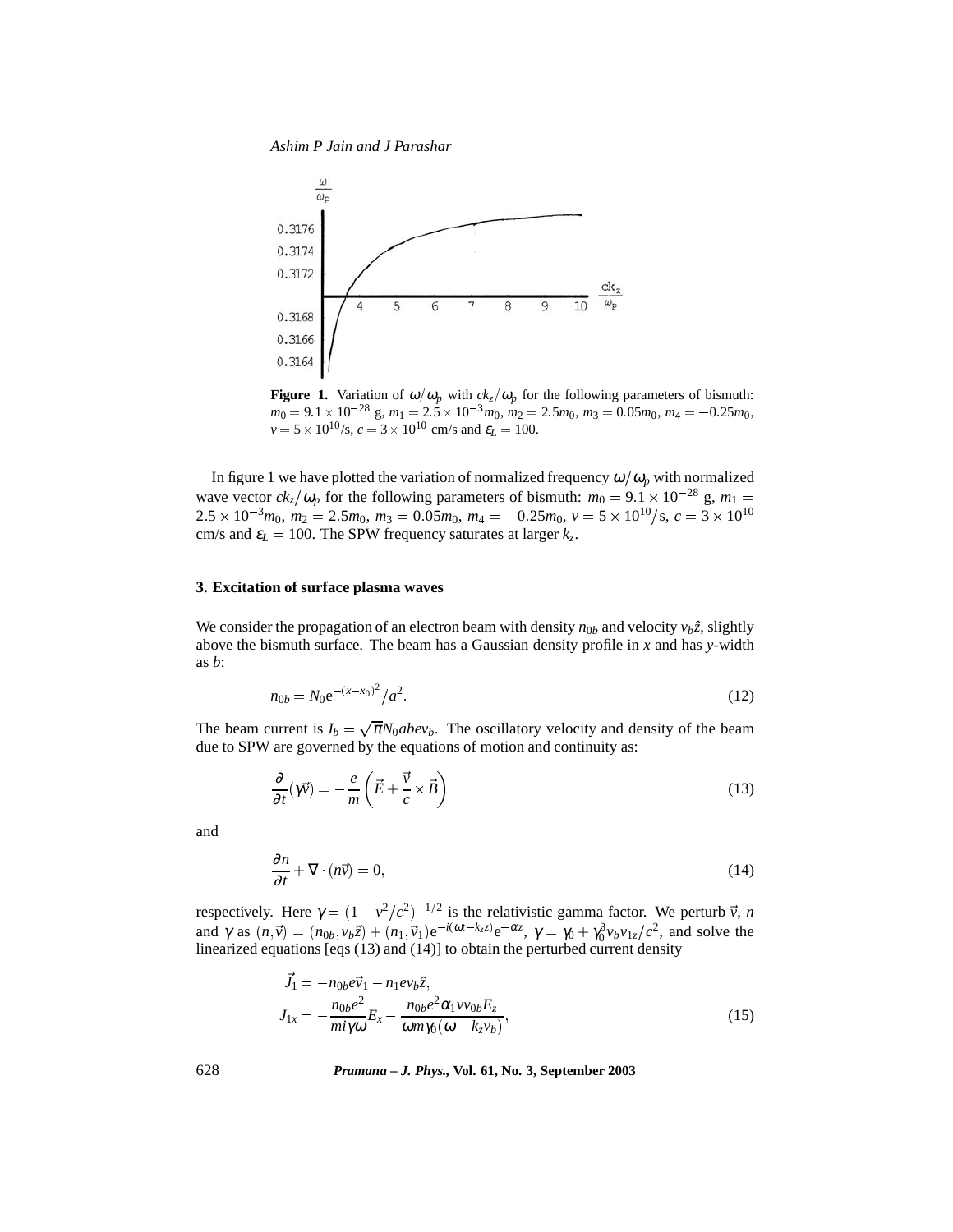**Figure 1.** Variation of $\omega/\omega_p$ with $ck_z/\omega_p$ for the following parameters of bismuth: $m_0 = 9.1 \times 10^{-28}$ g, $m_1 = 2.5 \times 10^{-3} m_0$, $m_2 = 2.5 m_0$, $m_3 = 0.05 m_0$, $m_4 = -0.25 m_0$, $v = 5 \times 10^{10}$/s, $c = 3 \times 10^{10}$ cm/s and $\varepsilon_L = 100$.

In figure 1 we have plotted the variation of normalized frequency $\omega/\omega_p$ with normalized wave vector $ck_z/\omega_p$ for the following parameters of bismuth: $m_0 = 9.1 \times 10^{-28}$ g, $m_1 = 2.5 \times 10^{-3} m_0$, $m_2 = 2.5 m_0$, $m_3 = 0.05 m_0$, $m_4 = -0.25 m_0$, $v = 5 \times 10^{10}$/s, $c = 3 \times 10^{10}$ cm/s and $\varepsilon_L = 100$. The SPW frequency saturates at larger $k_z$.

## 3. Excitation of surface plasma waves

We consider the propagation of an electron beam with density $n_{0b}$ and velocity $v_b \hat{z}$, slightly above the bismuth surface. The beam has a Gaussian density profile in $x$ and has $y$-width as $b$:

$$n_{0b} = N_0 \mathrm{e}^{-(x-x_0)^2}/a^2. \tag{12}$$

The beam current is $I_b = \sqrt{\pi} N_0 abev_b$. The oscillatory velocity and density of the beam due to SPW are governed by the equations of motion and continuity as:

$$\frac{\partial}{\partial t}(\gamma \vec{v}) = -\frac{e}{m}\left(\vec{E} + \frac{\vec{v}}{c} \times \vec{B}\right) \tag{13}$$

and

$$\frac{\partial n}{\partial t} + \nabla \cdot (n\vec{v}) = 0, \tag{14}$$

respectively. Here $\gamma = (1 - v^2/c^2)^{-1/2}$ is the relativistic gamma factor. We perturb $\vec{v}$, $n$ and $\gamma$ as $(n, \vec{v}) = (n_{0b}, v_b \hat{z}) + (n_1, \vec{v}_1)\mathrm{e}^{-i(\omega t - k_z z)}\mathrm{e}^{-\alpha z}$, $\gamma = \gamma_0 + \gamma_0^3 v_b v_{1z}/c^2$, and solve the linearized equations [eqs (13) and (14)] to obtain the perturbed current density

$$\begin{aligned}
\vec{J}_1 &= -n_{0b} e \vec{v}_1 - n_1 e v_b \hat{z}, \\
J_{1x} &= -\frac{n_{0b} e^2}{m i \gamma \omega} E_x - \frac{n_{0b} e^2 \alpha_1 v v_{0b} E_z}{\omega m \gamma_0 (\omega - k_z v_b)},
\end{aligned} \tag{15}$$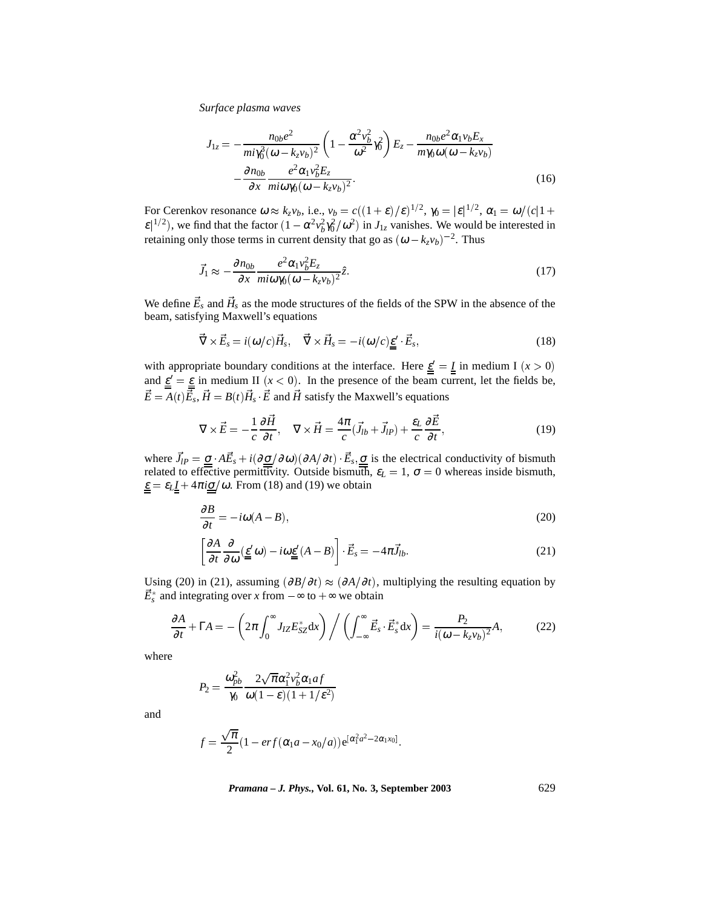$$J_{1z} = -\frac{n_{0b}e^2}{mi\gamma_0^3(\omega - k_z v_b)^2}\left(1 - \frac{\alpha^2 v_b^2}{\omega^2}\gamma_0^2\right)E_z - \frac{n_{0b}e^2\alpha_1 v_b E_x}{m\gamma_0\omega(\omega - k_z v_b)}$$
$$-\frac{\partial n_{0b}}{\partial x}\frac{e^2\alpha_1 v_b^2 E_z}{mi\omega\gamma_0(\omega - k_z v_b)^2}. \tag{16}$$

For Cerenkov resonance $\omega \approx k_z v_b$, i.e., $v_b = c((1+\varepsilon)/\varepsilon)^{1/2}$, $\gamma_0 = |\varepsilon|^{1/2}$, $\alpha_1 = \omega/(c|1+\varepsilon|^{1/2})$, we find that the factor $(1 - \alpha^2 v_b^2 \gamma_0^2/\omega^2)$ in $J_{1z}$ vanishes. We would be interested in retaining only those terms in current density that go as $(\omega - k_z v_b)^{-2}$. Thus

$$\vec{J}_1 \approx -\frac{\partial n_{0b}}{\partial x}\frac{e^2\alpha_1 v_b^2 E_z}{mi\omega\gamma_0(\omega - k_z v_b)^2}\hat{z}. \tag{17}$$

We define $\vec{E}_s$ and $\vec{H}_s$ as the mode structures of the fields of the SPW in the absence of the beam, satisfying Maxwell's equations

$$\vec{\nabla} \times \vec{E}_s = i(\omega/c)\vec{H}_s, \quad \vec{\nabla} \times \vec{H}_s = -i(\omega/c)\underline{\underline{\varepsilon}}' \cdot \vec{E}_s, \tag{18}$$

with appropriate boundary conditions at the interface. Here $\underline{\underline{\varepsilon}}' = \underline{\underline{I}}$ in medium I ($x > 0$) and $\underline{\underline{\varepsilon}}' = \underline{\underline{\varepsilon}}$ in medium II ($x < 0$). In the presence of the beam current, let the fields be, $\vec{E} = A(t)\vec{E}_s$, $\vec{H} = B(t)\vec{H}_s \cdot \vec{E}$ and $\vec{H}$ satisfy the Maxwell's equations

$$\nabla \times \vec{E} = -\frac{1}{c}\frac{\partial \vec{H}}{\partial t}, \quad \nabla \times \vec{H} = \frac{4\pi}{c}(\vec{J}_{lb} + \vec{J}_{lP}) + \frac{\varepsilon_L}{c}\frac{\partial \vec{E}}{\partial t}, \tag{19}$$

where $\vec{J}_{lP} = \underline{\underline{\sigma}} \cdot A\vec{E}_s + i(\partial\underline{\underline{\sigma}}/\partial\omega)(\partial A/\partial t) \cdot \vec{E}_s, \underline{\underline{\sigma}}$ is the electrical conductivity of bismuth related to effective permittivity. Outside bismuth, $\varepsilon_L = 1$, $\sigma = 0$ whereas inside bismuth, $\underline{\underline{\varepsilon}} = \varepsilon_L \underline{\underline{I}} + 4\pi i \underline{\underline{\sigma}}/\omega$. From (18) and (19) we obtain

$$\frac{\partial B}{\partial t} = -i\omega(A - B), \tag{20}$$

$$\left[\frac{\partial A}{\partial t}\frac{\partial}{\partial \omega}(\underline{\underline{\varepsilon}}'\omega) - i\omega\underline{\underline{\varepsilon}}'(A - B)\right] \cdot \vec{E}_s = -4\pi\vec{J}_{lb}. \tag{21}$$

Using (20) in (21), assuming $(\partial B/\partial t) \approx (\partial A/\partial t)$, multiplying the resulting equation by $\vec{E}_s^*$ and integrating over $x$ from $-\infty$ to $+\infty$ we obtain

$$\frac{\partial A}{\partial t} + \Gamma A = -\left(2\pi\int_0^\infty J_{IZ}E_{SZ}^* \mathrm{d}x\right) \Big/ \left(\int_{-\infty}^\infty \vec{E}_s \cdot \vec{E}_s^* \mathrm{d}x\right) = \frac{P_2}{i(\omega - k_z v_b)^2}A, \tag{22}$$

where

$$P_2 = \frac{\omega_{pb}^2}{\gamma_0}\frac{2\sqrt{\pi}\alpha_1^2 v_b^2 \alpha_1 a f}{\omega(1-\varepsilon)(1+1/\varepsilon^2)}$$

and

$$f = \frac{\sqrt{\pi}}{2}(1 - erf(\alpha_1 a - x_0/a))\mathrm{e}^{[\alpha_1^2 a^2 - 2\alpha_1 x_0]}.$$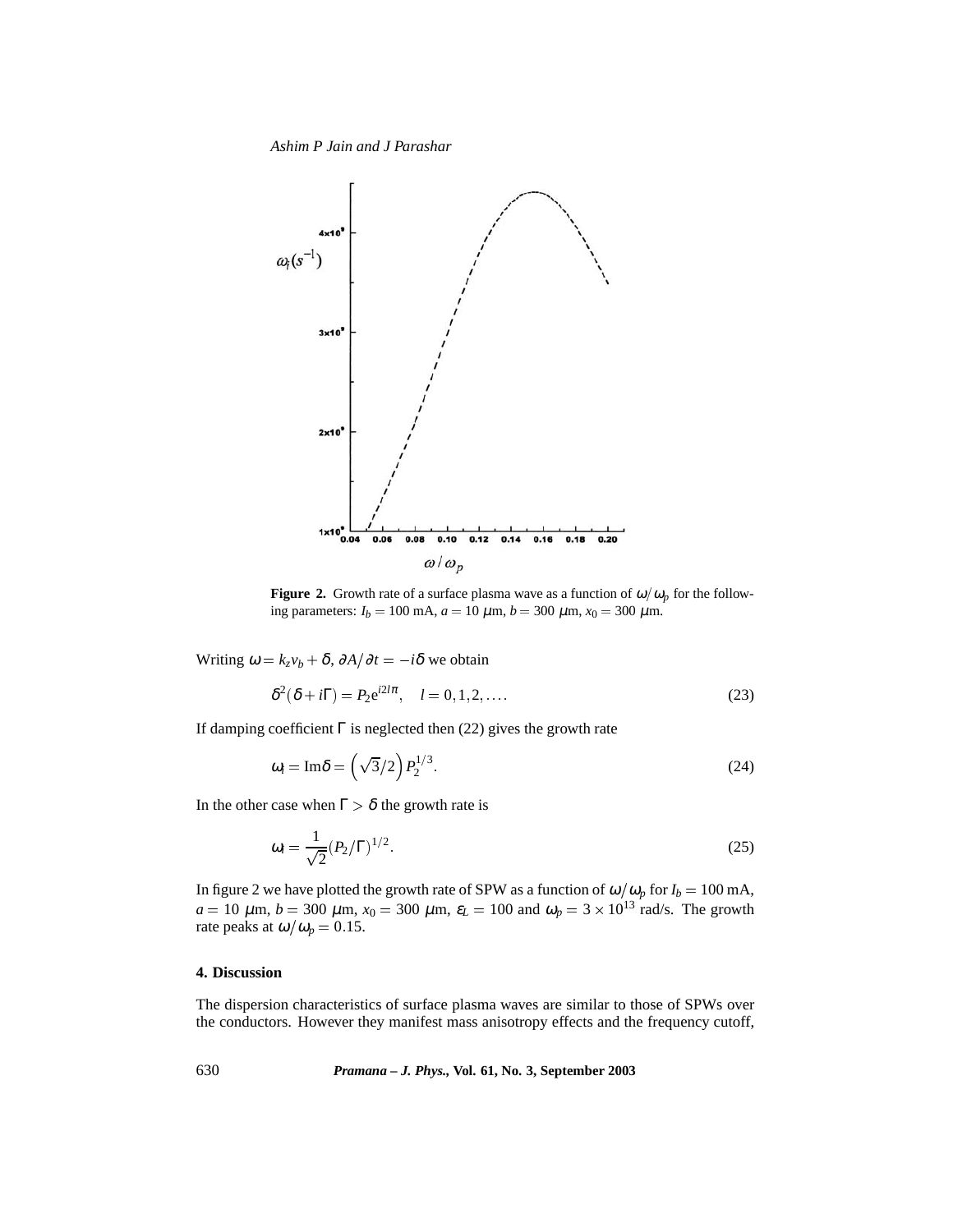**Figure 2.** Growth rate of a surface plasma wave as a function of $\omega/\omega_p$ for the following parameters: $I_b = 100$ mA, $a = 10$ $\mu$m, $b = 300$ $\mu$m, $x_0 = 300$ $\mu$m.

Writing $\omega = k_z v_b + \delta$, $\partial A/\partial t = -i\delta$ we obtain

$$\delta^2(\delta + i\Gamma) = P_2 e^{i2l\pi}, \quad l = 0, 1, 2, \ldots. \tag{23}$$

If damping coefficient $\Gamma$ is neglected then (22) gives the growth rate

$$\omega_i = \text{Im}\delta = \left(\sqrt{3}/2\right) P_2^{1/3}. \tag{24}$$

In the other case when $\Gamma > \delta$ the growth rate is

$$\omega_i = \frac{1}{\sqrt{2}}(P_2/\Gamma)^{1/2}. \tag{25}$$

In figure 2 we have plotted the growth rate of SPW as a function of $\omega/\omega_p$ for $I_b = 100$ mA, $a = 10$ $\mu$m, $b = 300$ $\mu$m, $x_0 = 300$ $\mu$m, $\varepsilon_L = 100$ and $\omega_p = 3 \times 10^{13}$ rad/s. The growth rate peaks at $\omega/\omega_p = 0.15$.

## 4. Discussion

The dispersion characteristics of surface plasma waves are similar to those of SPWs over the conductors. However they manifest mass anisotropy effects and the frequency cutoff,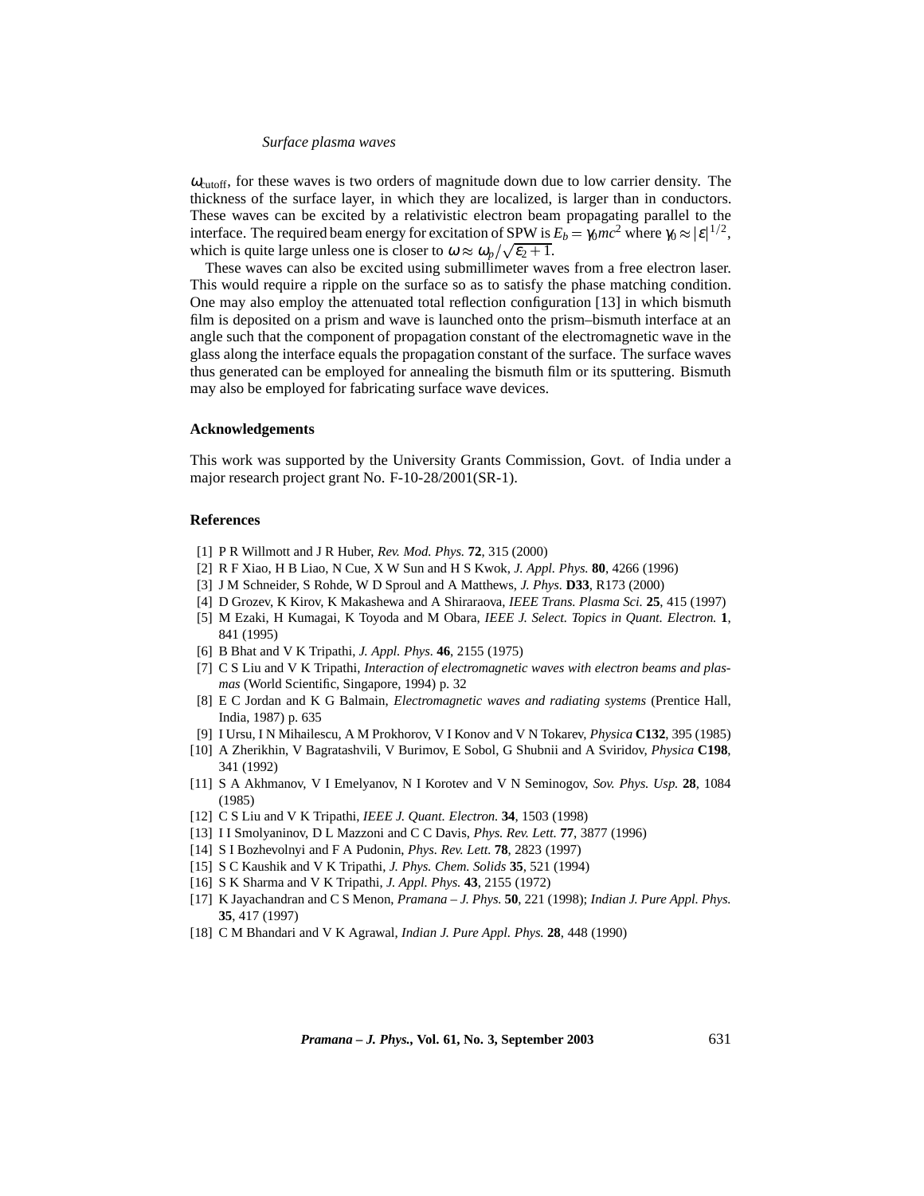$\omega_{\text{cutoff}}$, for these waves is two orders of magnitude down due to low carrier density. The thickness of the surface layer, in which they are localized, is larger than in conductors. These waves can be excited by a relativistic electron beam propagating parallel to the interface. The required beam energy for excitation of SPW is $E_b = \gamma_0 mc^2$ where $\gamma_0 \approx |\varepsilon|^{1/2}$, which is quite large unless one is closer to $\omega \approx \omega_p/\sqrt{\varepsilon_2 + 1}$.

These waves can also be excited using submillimeter waves from a free electron laser. This would require a ripple on the surface so as to satisfy the phase matching condition. One may also employ the attenuated total reflection configuration [13] in which bismuth film is deposited on a prism and wave is launched onto the prism–bismuth interface at an angle such that the component of propagation constant of the electromagnetic wave in the glass along the interface equals the propagation constant of the surface. The surface waves thus generated can be employed for annealing the bismuth film or its sputtering. Bismuth may also be employed for fabricating surface wave devices.

## Acknowledgements

This work was supported by the University Grants Commission, Govt. of India under a major research project grant No. F-10-28/2001(SR-1).

## References

[1] P R Willmott and J R Huber, *Rev. Mod. Phys.* **72**, 315 (2000)

[2] R F Xiao, H B Liao, N Cue, X W Sun and H S Kwok, *J. Appl. Phys.* **80**, 4266 (1996)

[3] J M Schneider, S Rohde, W D Sproul and A Matthews, *J. Phys.* **D33**, R173 (2000)

[4] D Grozev, K Kirov, K Makashewa and A Shiraraova, *IEEE Trans. Plasma Sci.* **25**, 415 (1997)

[5] M Ezaki, H Kumagai, K Toyoda and M Obara, *IEEE J. Select. Topics in Quant. Electron.* **1**, 841 (1995)

[6] B Bhat and V K Tripathi, *J. Appl. Phys.* **46**, 2155 (1975)

[7] C S Liu and V K Tripathi, *Interaction of electromagnetic waves with electron beams and plasmas* (World Scientific, Singapore, 1994) p. 32

[8] E C Jordan and K G Balmain, *Electromagnetic waves and radiating systems* (Prentice Hall, India, 1987) p. 635

[9] I Ursu, I N Mihailescu, A M Prokhorov, V I Konov and V N Tokarev, *Physica* **C132**, 395 (1985)

[10] A Zherikhin, V Bagratashvili, V Burimov, E Sobol, G Shubnii and A Sviridov, *Physica* **C198**, 341 (1992)

[11] S A Akhmanov, V I Emelyanov, N I Korotev and V N Seminogov, *Sov. Phys. Usp.* **28**, 1084 (1985)

[12] C S Liu and V K Tripathi, *IEEE J. Quant. Electron.* **34**, 1503 (1998)

[13] I I Smolyaninov, D L Mazzoni and C C Davis, *Phys. Rev. Lett.* **77**, 3877 (1996)

[14] S I Bozhevolnyi and F A Pudonin, *Phys. Rev. Lett.* **78**, 2823 (1997)

[15] S C Kaushik and V K Tripathi, *J. Phys. Chem. Solids* **35**, 521 (1994)

[16] S K Sharma and V K Tripathi, *J. Appl. Phys.* **43**, 2155 (1972)

[17] K Jayachandran and C S Menon, *Pramana – J. Phys.* **50**, 221 (1998); *Indian J. Pure Appl. Phys.* **35**, 417 (1997)

[18] C M Bhandari and V K Agrawal, *Indian J. Pure Appl. Phys.* **28**, 448 (1990)